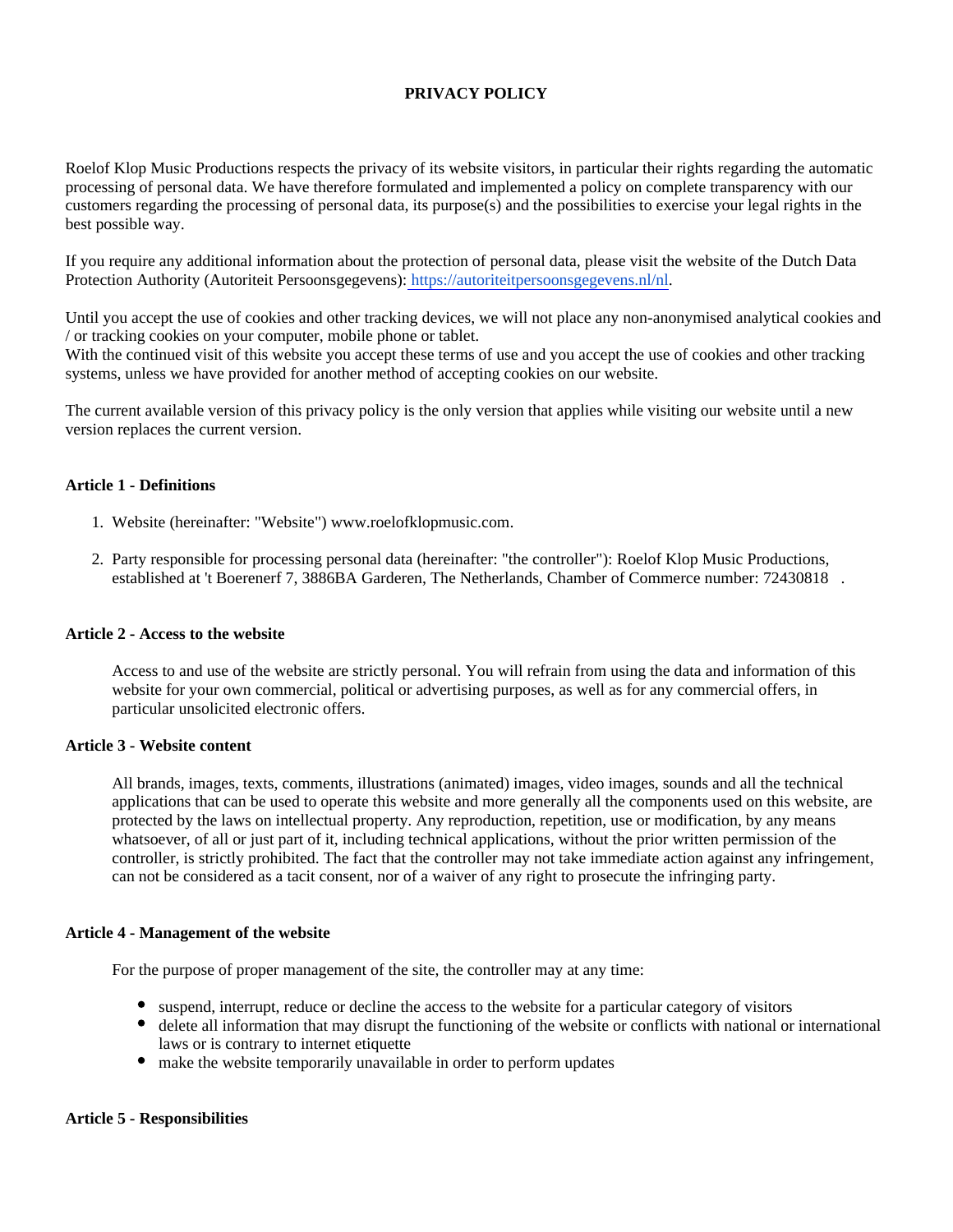# PRIVACY POLICY

Roelof Klop Music Productions respects the privacy of its website visitors, in particular their rights regarding the automatic processing of personal data. We have therefore formulated and implemented a policy on complete transparency with our customers regarding the processing of personal data, its purpose(s) and the possibilities to exercise your legal rights in the best possible way.

If you require any additional information about the protection of personal data, please visit the website of the Dutch Data Protection Authority (Autoriteit Persoonsgegevens): https://autoriteitpersoonsgegevens.nl/nl.

Until you accept the use of cookies and other tracking devices, we will not place any non-anonymised analytical cookies and / or tracking cookies on your computer, mobile phone or tablet.
With the continued visit of this website you accept these terms of use and you accept the use of cookies and other tracking systems, unless we have provided for another method of accepting cookies on our website.

The current available version of this privacy policy is the only version that applies while visiting our website until a new version replaces the current version.

## Article 1 - Definitions

1. Website (hereinafter: "Website") www.roelofklopmusic.com.
2. Party responsible for processing personal data (hereinafter: "the controller"): Roelof Klop Music Productions, established at 't Boerenerf 7, 3886BA Garderen, The Netherlands, Chamber of Commerce number: 72430818 .

## Article 2 - Access to the website

Access to and use of the website are strictly personal. You will refrain from using the data and information of this website for your own commercial, political or advertising purposes, as well as for any commercial offers, in particular unsolicited electronic offers.

## Article 3 - Website content

All brands, images, texts, comments, illustrations (animated) images, video images, sounds and all the technical applications that can be used to operate this website and more generally all the components used on this website, are protected by the laws on intellectual property. Any reproduction, repetition, use or modification, by any means whatsoever, of all or just part of it, including technical applications, without the prior written permission of the controller, is strictly prohibited. The fact that the controller may not take immediate action against any infringement, can not be considered as a tacit consent, nor of a waiver of any right to prosecute the infringing party.

## Article 4 - Management of the website

For the purpose of proper management of the site, the controller may at any time:

- suspend, interrupt, reduce or decline the access to the website for a particular category of visitors
- delete all information that may disrupt the functioning of the website or conflicts with national or international laws or is contrary to internet etiquette
- make the website temporarily unavailable in order to perform updates

## Article 5 - Responsibilities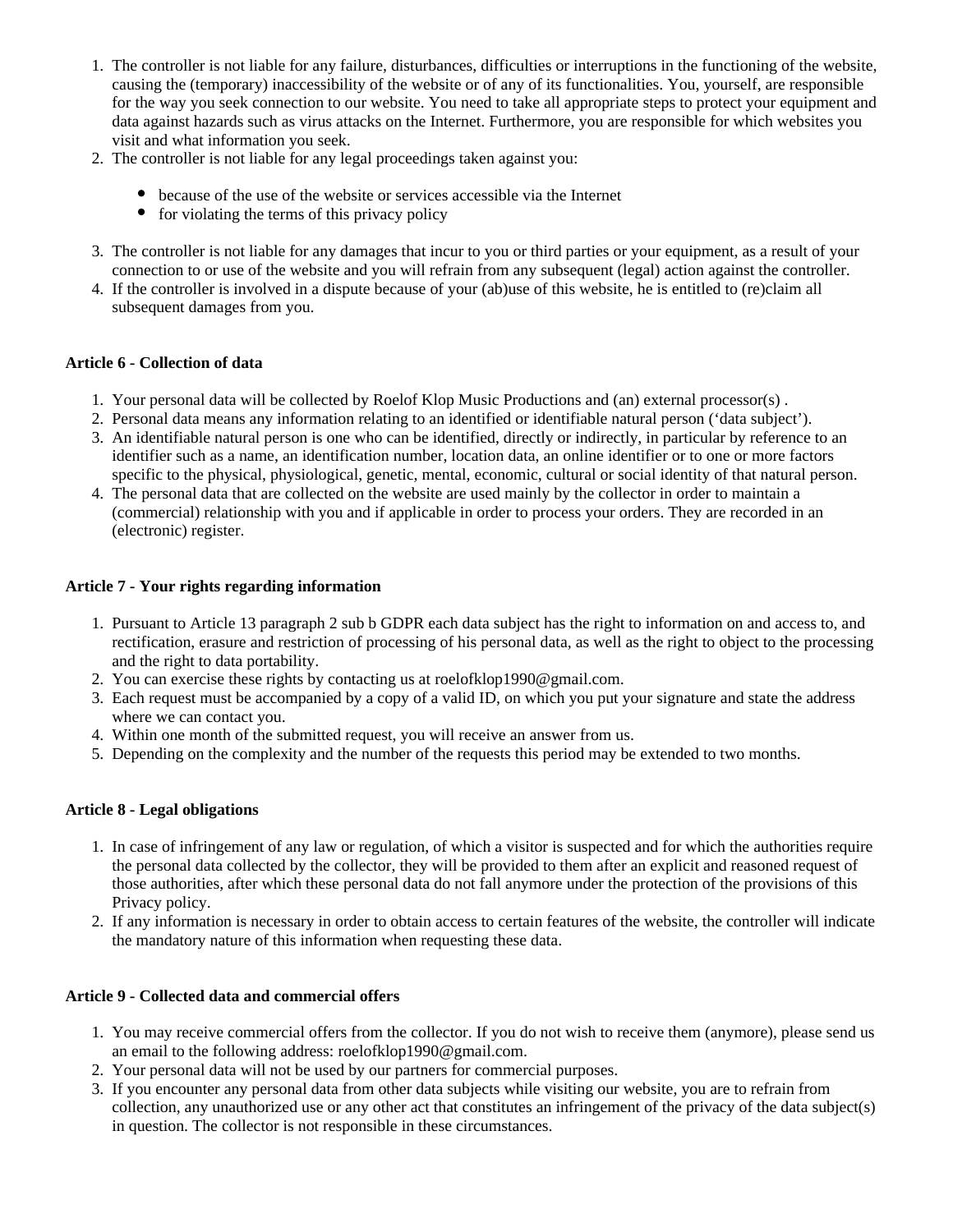1. The controller is not liable for any failure, disturbances, difficulties or interruptions in the functioning of the website, causing the (temporary) inaccessibility of the website or of any of its functionalities. You, yourself, are responsible for the way you seek connection to our website. You need to take all appropriate steps to protect your equipment and data against hazards such as virus attacks on the Internet. Furthermore, you are responsible for which websites you visit and what information you seek.
2. The controller is not liable for any legal proceedings taken against you:
   - because of the use of the website or services accessible via the Internet
   - for violating the terms of this privacy policy
3. The controller is not liable for any damages that incur to you or third parties or your equipment, as a result of your connection to or use of the website and you will refrain from any subsequent (legal) action against the controller.
4. If the controller is involved in a dispute because of your (ab)use of this website, he is entitled to (re)claim all subsequent damages from you.

**Article 6 - Collection of data**

1. Your personal data will be collected by Roelof Klop Music Productions and (an) external processor(s) .
2. Personal data means any information relating to an identified or identifiable natural person ('data subject').
3. An identifiable natural person is one who can be identified, directly or indirectly, in particular by reference to an identifier such as a name, an identification number, location data, an online identifier or to one or more factors specific to the physical, physiological, genetic, mental, economic, cultural or social identity of that natural person.
4. The personal data that are collected on the website are used mainly by the collector in order to maintain a (commercial) relationship with you and if applicable in order to process your orders. They are recorded in an (electronic) register.

**Article 7 - Your rights regarding information**

1. Pursuant to Article 13 paragraph 2 sub b GDPR each data subject has the right to information on and access to, and rectification, erasure and restriction of processing of his personal data, as well as the right to object to the processing and the right to data portability.
2. You can exercise these rights by contacting us at roelofklop1990@gmail.com.
3. Each request must be accompanied by a copy of a valid ID, on which you put your signature and state the address where we can contact you.
4. Within one month of the submitted request, you will receive an answer from us.
5. Depending on the complexity and the number of the requests this period may be extended to two months.

**Article 8 - Legal obligations**

1. In case of infringement of any law or regulation, of which a visitor is suspected and for which the authorities require the personal data collected by the collector, they will be provided to them after an explicit and reasoned request of those authorities, after which these personal data do not fall anymore under the protection of the provisions of this Privacy policy.
2. If any information is necessary in order to obtain access to certain features of the website, the controller will indicate the mandatory nature of this information when requesting these data.

**Article 9 - Collected data and commercial offers**

1. You may receive commercial offers from the collector. If you do not wish to receive them (anymore), please send us an email to the following address: roelofklop1990@gmail.com.
2. Your personal data will not be used by our partners for commercial purposes.
3. If you encounter any personal data from other data subjects while visiting our website, you are to refrain from collection, any unauthorized use or any other act that constitutes an infringement of the privacy of the data subject(s) in question. The collector is not responsible in these circumstances.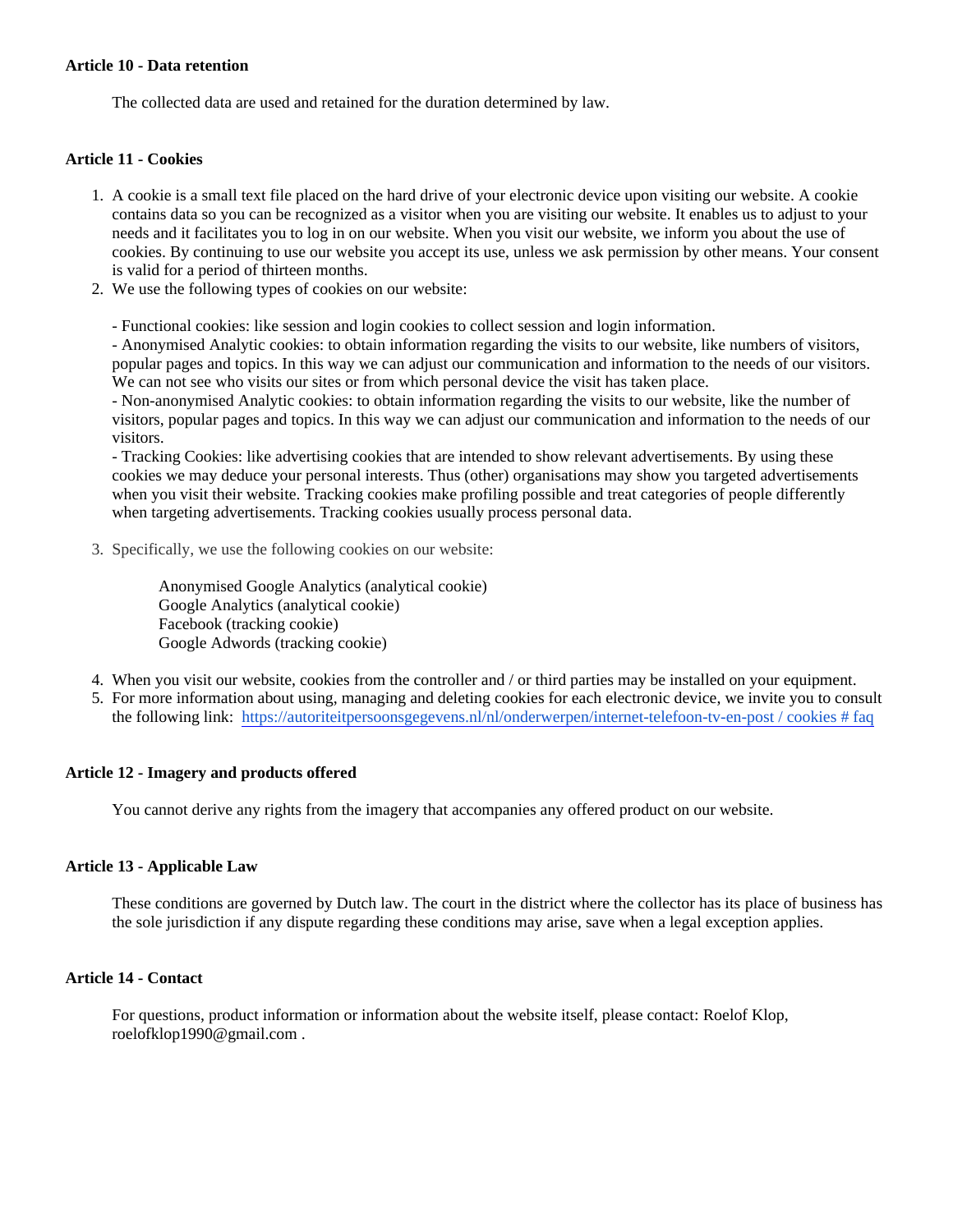**Article 10 - Data retention**

The collected data are used and retained for the duration determined by law.

**Article 11 - Cookies**

1. A cookie is a small text file placed on the hard drive of your electronic device upon visiting our website. A cookie contains data so you can be recognized as a visitor when you are visiting our website. It enables us to adjust to your needs and it facilitates you to log in on our website. When you visit our website, we inform you about the use of cookies. By continuing to use our website you accept its use, unless we ask permission by other means. Your consent is valid for a period of thirteen months.
2. We use the following types of cookies on our website:

   - Functional cookies: like session and login cookies to collect session and login information.
   - Anonymised Analytic cookies: to obtain information regarding the visits to our website, like numbers of visitors, popular pages and topics. In this way we can adjust our communication and information to the needs of our visitors. We can not see who visits our sites or from which personal device the visit has taken place.
   - Non-anonymised Analytic cookies: to obtain information regarding the visits to our website, like the number of visitors, popular pages and topics. In this way we can adjust our communication and information to the needs of our visitors.
   - Tracking Cookies: like advertising cookies that are intended to show relevant advertisements. By using these cookies we may deduce your personal interests. Thus (other) organisations may show you targeted advertisements when you visit their website. Tracking cookies make profiling possible and treat categories of people differently when targeting advertisements. Tracking cookies usually process personal data.

3. Specifically, we use the following cookies on our website:

   Anonymised Google Analytics (analytical cookie)
   Google Analytics (analytical cookie)
   Facebook (tracking cookie)
   Google Adwords (tracking cookie)

4. When you visit our website, cookies from the controller and / or third parties may be installed on your equipment.
5. For more information about using, managing and deleting cookies for each electronic device, we invite you to consult the following link: https://autoriteitpersoonsgegevens.nl/nl/onderwerpen/internet-telefoon-tv-en-post / cookies # faq

**Article 12 - Imagery and products offered**

You cannot derive any rights from the imagery that accompanies any offered product on our website.

**Article 13 - Applicable Law**

These conditions are governed by Dutch law. The court in the district where the collector has its place of business has the sole jurisdiction if any dispute regarding these conditions may arise, save when a legal exception applies.

**Article 14 - Contact**

For questions, product information or information about the website itself, please contact: Roelof Klop, roelofklop1990@gmail.com .